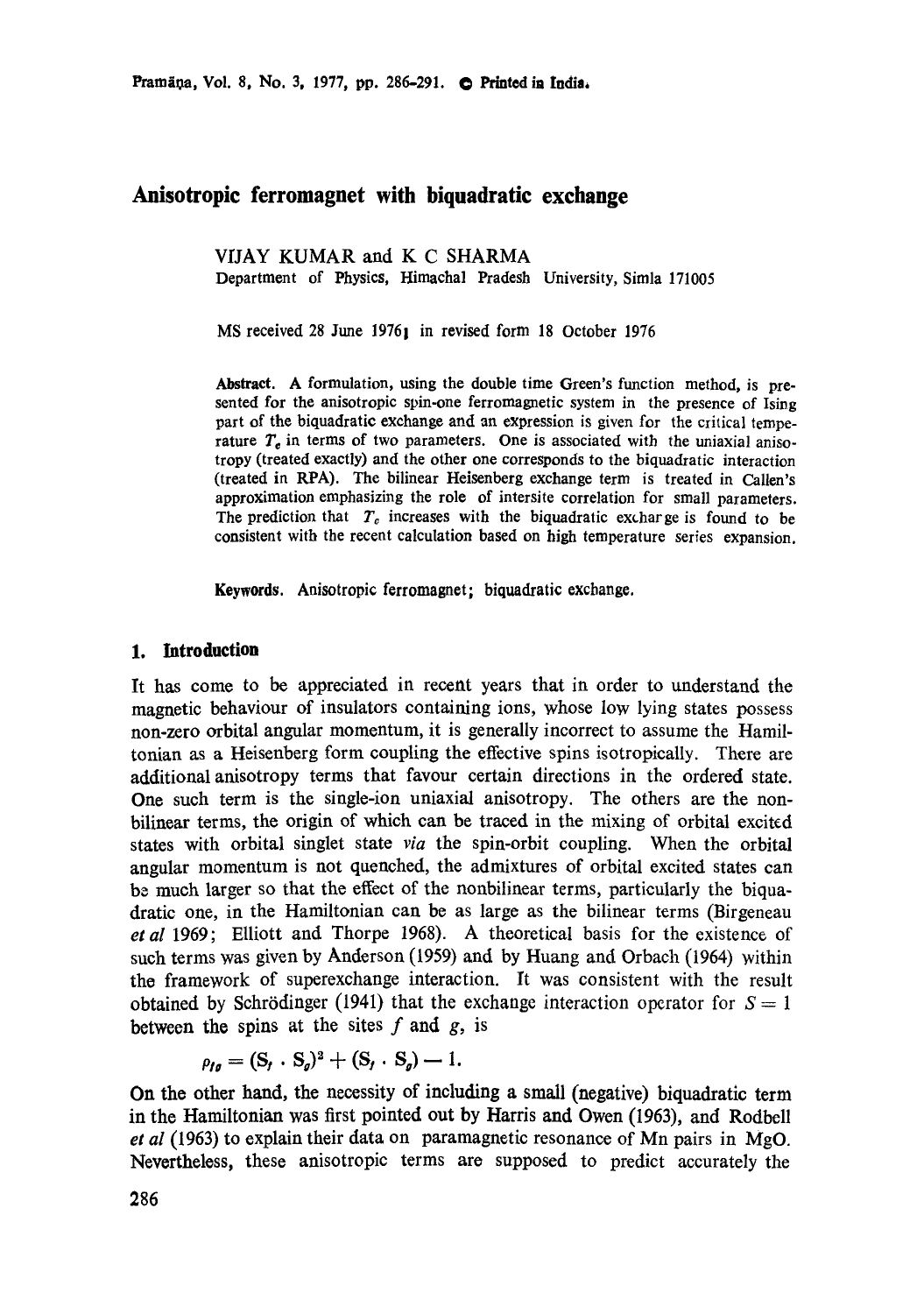# Anisotropic ferromagnet with biquadratic exchange

VIJAY KUMAR and K C SHARMA
Department of Physics, Himachal Pradesh University, Simla 171005

MS received 28 June 1976; in revised form 18 October 1976

**Abstract.** A formulation, using the double time Green's function method, is presented for the anisotropic spin-one ferromagnetic system in the presence of Ising part of the biquadratic exchange and an expression is given for the critical temperature $T_c$ in terms of two parameters. One is associated with the uniaxial anisotropy (treated exactly) and the other one corresponds to the biquadratic interaction (treated in RPA). The bilinear Heisenberg exchange term is treated in Callen's approximation emphasizing the role of intersite correlation for small parameters. The prediction that $T_c$ increases with the biquadratic excharge is found to be consistent with the recent calculation based on high temperature series expansion.

**Keywords.** Anisotropic ferromagnet; biquadratic exchange.

## 1. Introduction

It has come to be appreciated in recent years that in order to understand the magnetic behaviour of insulators containing ions, whose low lying states possess non-zero orbital angular momentum, it is generally incorrect to assume the Hamiltonian as a Heisenberg form coupling the effective spins isotropically. There are additional anisotropy terms that favour certain directions in the ordered state. One such term is the single-ion uniaxial anisotropy. The others are the non-bilinear terms, the origin of which can be traced in the mixing of orbital excited states with orbital singlet state *via* the spin-orbit coupling. When the orbital angular momentum is not quenched, the admixtures of orbital excited states can be much larger so that the effect of the nonbilinear terms, particularly the biquadratic one, in the Hamiltonian can be as large as the bilinear terms (Birgeneau *et al* 1969; Elliott and Thorpe 1968). A theoretical basis for the existence of such terms was given by Anderson (1959) and by Huang and Orbach (1964) within the framework of superexchange interaction. It was consistent with the result obtained by Schrödinger (1941) that the exchange interaction operator for $S = 1$ between the spins at the sites $f$ and $g$, is

$$\rho_{fg} = (\mathbf{S}_f \cdot \mathbf{S}_g)^2 + (\mathbf{S}_f \cdot \mathbf{S}_g) - 1.$$

On the other hand, the necessity of including a small (negative) biquadratic term in the Hamiltonian was first pointed out by Harris and Owen (1963), and Rodbell *et al* (1963) to explain their data on paramagnetic resonance of Mn pairs in MgO. Nevertheless, these anisotropic terms are supposed to predict accurately the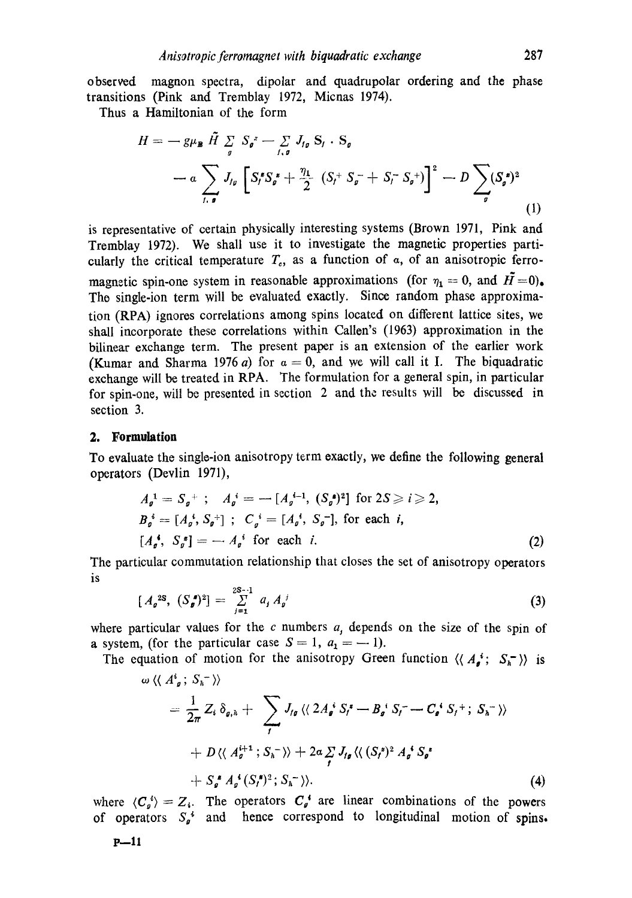observed magnon spectra, dipolar and quadrupolar ordering and the phase transitions (Pink and Tremblay 1972, Micnas 1974).

Thus a Hamiltonian of the form

$$H = -g\mu_B \tilde{H} \sum_g S_g^z - \sum_{f,g} J_{fg} \mathbf{S}_f \cdot \mathbf{S}_g - a \sum_{f,g} J_{fg} \left[ S_f^z S_g^z + \frac{\eta_1}{2} (S_f^+ S_g^- + S_f^- S_g^+) \right]^2 - D \sum_g (S_g^z)^2 \tag{1}$$

is representative of certain physically interesting systems (Brown 1971, Pink and Tremblay 1972). We shall use it to investigate the magnetic properties particularly the critical temperature $T_c$, as a function of $a$, of an anisotropic ferromagnetic spin-one system in reasonable approximations (for $\eta_1 = 0$, and $\tilde{H} = 0$). The single-ion term will be evaluated exactly. Since random phase approximation (RPA) ignores correlations among spins located on different lattice sites, we shall incorporate these correlations within Callen's (1963) approximation in the bilinear exchange term. The present paper is an extension of the earlier work (Kumar and Sharma 1976 *a*) for $a = 0$, and we will call it I. The biquadratic exchange will be treated in RPA. The formulation for a general spin, in particular for spin-one, will be presented in section 2 and the results will be discussed in section 3.

## 2. Formulation

To evaluate the single-ion anisotropy term exactly, we define the following general operators (Devlin 1971),

$$\begin{aligned}
&A_g^1 = S_g^+ \; ; \quad A_g^i = -[A_g^{i-1}, (S_g^z)^2] \text{ for } 2S \geqslant i \geqslant 2, \\
&B_g^i = [A_g^i, S_g^+] \; ; \quad C_g^i = [A_g^i, S_g^-], \text{ for each } i, \\
&[A_g^i, S_g^z] = -A_g^i \text{ for each } i.
\end{aligned} \tag{2}$$

The particular commutation relationship that closes the set of anisotropy operators is

$$[A_g^{2S}, (S_g^z)^2] = \sum_{j=1}^{2S-1} a_j A_g^j \tag{3}$$

where particular values for the c numbers $a_j$ depends on the size of the spin of a system, (for the particular case $S = 1$, $a_1 = -1$).

The equation of motion for the anisotropy Green function $\langle\langle A_g^i ; S_h^- \rangle\rangle$ is

$$\begin{aligned}
\omega \langle\langle A_g^i ; S_h^- \rangle\rangle &= \frac{1}{2\pi} Z_i \, \delta_{g,h} + \sum_f J_{fg} \langle\langle 2A_g^i S_f^z - B_g^i S_f^- - C_g^i S_f^+ ; S_h^- \rangle\rangle \\
&\quad + D \langle\langle A_g^{i+1} ; S_h^- \rangle\rangle + 2a \sum_f J_{fg} \langle\langle (S_f^z)^2 A_g^i S_g^z \\
&\quad + S_g^z A_g^i (S_f^z)^2 ; S_h^- \rangle\rangle.
\end{aligned} \tag{4}$$

where $\langle C_g^i \rangle = Z_i$. The operators $C_g^i$ are linear combinations of the powers of operators $S_g^z$ and hence correspond to longitudinal motion of spins.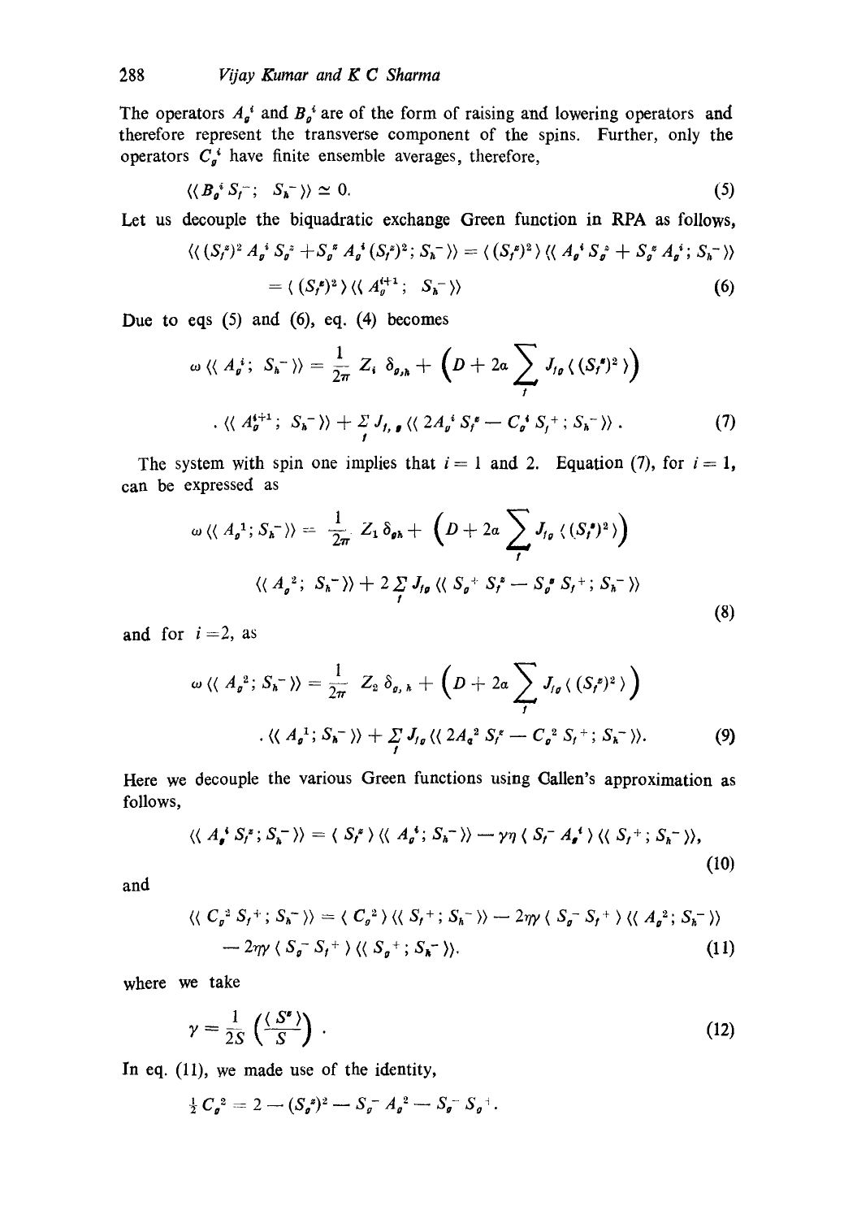The operators $A_g^i$ and $B_g^i$ are of the form of raising and lowering operators and therefore represent the transverse component of the spins. Further, only the operators $C_g^i$ have finite ensemble averages, therefore,

$$\langle\langle B_g^i S_f^-;\ S_h^- \rangle\rangle \simeq 0. \tag{5}$$

Let us decouple the biquadratic exchange Green function in RPA as follows,

$$\langle\langle (S_f^z)^2 A_g^i S_g^z + S_g^z A_g^i (S_f^z)^2; S_h^- \rangle\rangle = \langle (S_f^z)^2 \rangle \langle\langle A_g^i S_g^z + S_g^z A_g^i; S_h^- \rangle\rangle$$
$$= \langle (S_f^z)^2 \rangle \langle\langle A_g^{i+1};\ S_h^- \rangle\rangle \tag{6}$$

Due to eqs (5) and (6), eq. (4) becomes

$$\omega \langle\langle A_g^i;\ S_h^- \rangle\rangle = \frac{1}{2\pi} Z_i\, \delta_{g,h} + \left(D + 2a \sum_f J_{fg} \langle (S_f^z)^2 \rangle\right)$$
$$.\, \langle\langle A_g^{i+1};\ S_h^- \rangle\rangle + \sum_f J_{f,g} \langle\langle 2A_g^i S_f^z - C_g^i S_f^+ ; S_h^- \rangle\rangle\,. \tag{7}$$

The system with spin one implies that $i = 1$ and 2. Equation (7), for $i = 1$, can be expressed as

$$\omega \langle\langle A_g^1; S_h^- \rangle\rangle = \frac{1}{2\pi} Z_1\, \delta_{gh} + \left(D + 2a \sum_f J_{fg} \langle (S_f^z)^2 \rangle\right)$$
$$\langle\langle A_g^2;\ S_h^- \rangle\rangle + 2 \sum_f J_{fg} \langle\langle S_g^+ S_f^z - S_g^z S_f^+; S_h^- \rangle\rangle \tag{8}$$

and for $i = 2$, as

$$\omega \langle\langle A_g^2; S_h^- \rangle\rangle = \frac{1}{2\pi} Z_2\, \delta_{g,h} + \left(D + 2a \sum_f J_{fg} \langle (S_f^z)^2 \rangle\right)$$
$$.\, \langle\langle A_g^1; S_h^- \rangle\rangle + \sum_f J_{fg} \langle\langle 2A_g^2 S_f^z - C_g^2 S_f^+ ; S_h^- \rangle\rangle. \tag{9}$$

Here we decouple the various Green functions using Callen's approximation as follows,

$$\langle\langle A_g^i S_f^z; S_h^- \rangle\rangle = \langle S_f^z \rangle \langle\langle A_g^i; S_h^- \rangle\rangle - \gamma\eta \langle S_f^- A_g^i \rangle \langle\langle S_f^+; S_h^- \rangle\rangle, \tag{10}$$

and

$$\langle\langle C_g^2 S_f^+; S_h^- \rangle\rangle = \langle C_g^2 \rangle \langle\langle S_f^+; S_h^- \rangle\rangle - 2\eta\gamma \langle S_g^- S_f^+ \rangle \langle\langle A_g^2; S_h^- \rangle\rangle$$
$$- 2\eta\gamma \langle S_g^- S_f^+ \rangle \langle\langle S_g^+; S_h^- \rangle\rangle. \tag{11}$$

where we take

$$\gamma = \frac{1}{2S} \left(\frac{\langle S^z \rangle}{S}\right). \tag{12}$$

In eq. (11), we made use of the identity,

$$\tfrac{1}{2} C_g^2 = 2 - (S_g^z)^2 - S_g^- A_g^2 - S_g^- S_g^+.$$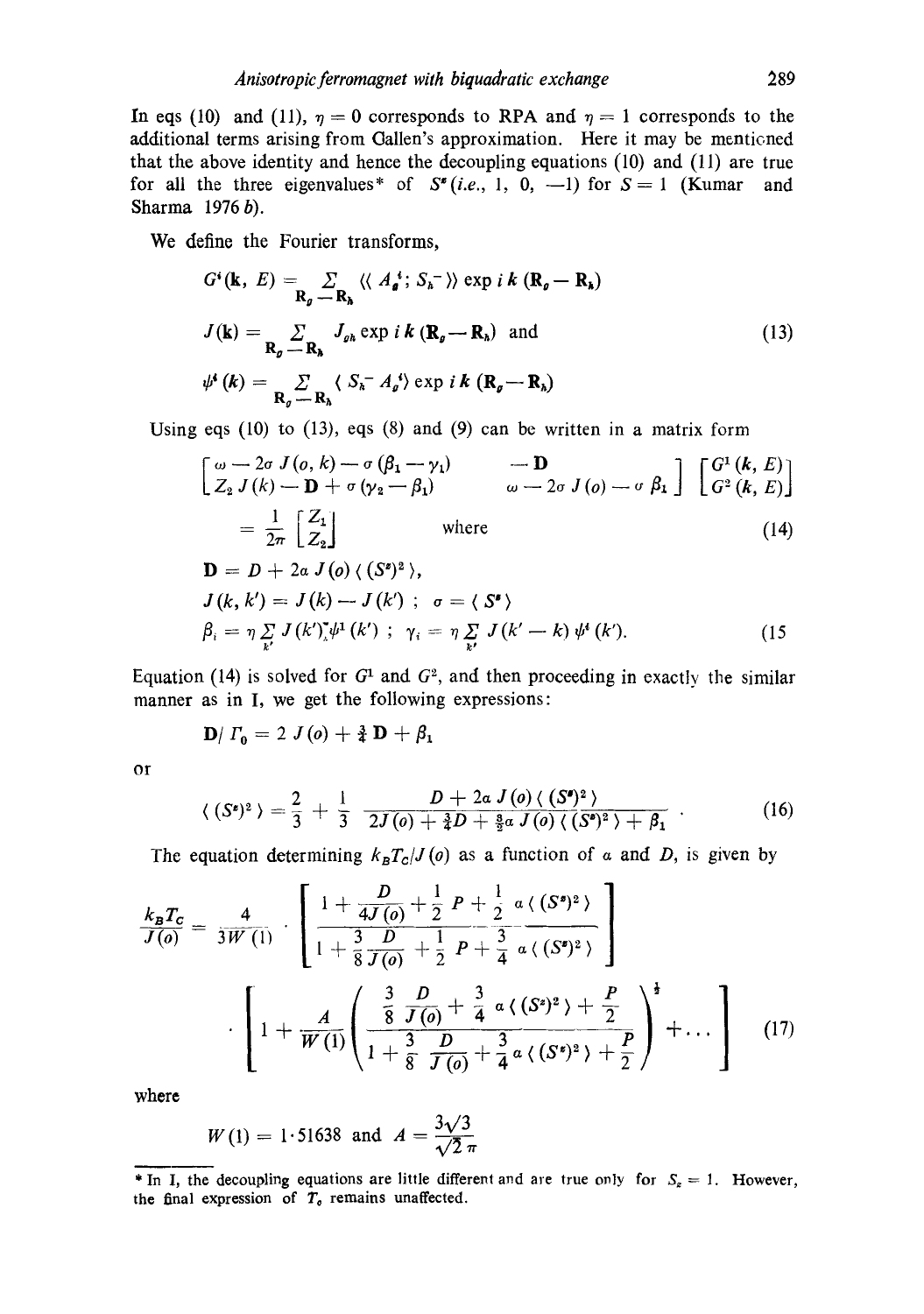In eqs (10) and (11), $\eta = 0$ corresponds to RPA and $\eta = 1$ corresponds to the additional terms arising from Callen's approximation. Here it may be mentioned that the above identity and hence the decoupling equations (10) and (11) are true for all the three eigenvalues* of $S^z$ (*i.e.*, 1, 0, $-1$) for $S = 1$ (Kumar and Sharma 1976 *b*).

We define the Fourier transforms,

$$
\begin{aligned}
G^i(\mathbf{k}, E) &= \sum_{\mathbf{R}_g - \mathbf{R}_h} \langle\langle A_g^i ; S_h^- \rangle\rangle \exp i\, k\, (\mathbf{R}_g - \mathbf{R}_h) \\
J(\mathbf{k}) &= \sum_{\mathbf{R}_g - \mathbf{R}_h} J_{gh} \exp i\, k\, (\mathbf{R}_g - \mathbf{R}_h) \quad \text{and} \\
\psi^i(k) &= \sum_{\mathbf{R}_g - \mathbf{R}_h} \langle S_h^- A_g^i \rangle \exp i\, k\, (\mathbf{R}_g - \mathbf{R}_h)
\end{aligned}
\tag{13}
$$

Using eqs (10) to (13), eqs (8) and (9) can be written in a matrix form

$$
\begin{bmatrix} \omega - 2\sigma\, J(o, k) - \sigma\,(\beta_1 - \gamma_1) & -\mathbf{D} \\ Z_2\, J(k) - \mathbf{D} + \sigma\,(\gamma_2 - \beta_1) & \omega - 2\sigma\, J(o) - \sigma\, \beta_1 \end{bmatrix} \begin{bmatrix} G^1(k, E) \\ G^2(k, E) \end{bmatrix}
= \frac{1}{2\pi} \begin{bmatrix} Z_1 \\ Z_2 \end{bmatrix} \quad \text{where} \tag{14}
$$

$$
\begin{aligned}
&\mathbf{D} = D + 2a\, J(o)\, \langle (S^z)^2 \rangle, \\
&J(k, k') = J(k) - J(k') \; ; \quad \sigma = \langle S^z \rangle \\
&\beta_i = \eta \sum_{k'} J(k')\, \psi^i(k') \; ; \quad \gamma_i = \eta \sum_{k'} J(k' - k)\, \psi^i(k').
\end{aligned}
\tag{15}
$$

Equation (14) is solved for $G^1$ and $G^2$, and then proceeding in exactly the similar manner as in I, we get the following expressions:

$$
\mathbf{D}/\, \Gamma_0 = 2\, J(o) + \tfrac{3}{4}\, \mathbf{D} + \beta_1
$$

or

$$
\langle (S^z)^2 \rangle = \frac{2}{3} + \frac{1}{3}\, \frac{D + 2a\, J(o)\, \langle (S^z)^2 \rangle}{2J(o) + \frac{3}{4}D + \frac{3}{2}a\, J(o)\, \langle (S^z)^2 \rangle + \beta_1} \; . \tag{16}
$$

The equation determining $k_B T_C / J(o)$ as a function of $a$ and $D$, is given by

$$
\frac{k_B T_C}{J(o)} = \frac{4}{3W(1)} \cdot \left[ \frac{1 + \dfrac{D}{4J(o)} + \dfrac{1}{2}P + \dfrac{1}{2}a\, \langle (S^z)^2 \rangle}{1 + \dfrac{3}{8}\dfrac{D}{J(o)} + \dfrac{1}{2}P + \dfrac{3}{4}a\, \langle (S^z)^2 \rangle} \right]
\cdot \left[ 1 + \frac{A}{W(1)} \left( \frac{\dfrac{3}{8}\dfrac{D}{J(o)} + \dfrac{3}{4}a\, \langle (S^z)^2 \rangle + \dfrac{P}{2}}{1 + \dfrac{3}{8}\dfrac{D}{J(o)} + \dfrac{3}{4}a\, \langle (S^z)^2 \rangle + \dfrac{P}{2}} \right)^{\frac{1}{2}} + \ldots \right] \tag{17}
$$

where

$$
W(1) = 1 \cdot 51638 \quad \text{and} \quad A = \frac{3\sqrt{3}}{\sqrt{2}\, \pi}
$$

---

\* In I, the decoupling equations are little different and are true only for $S_z = 1$. However, the final expression of $T_c$ remains unaffected.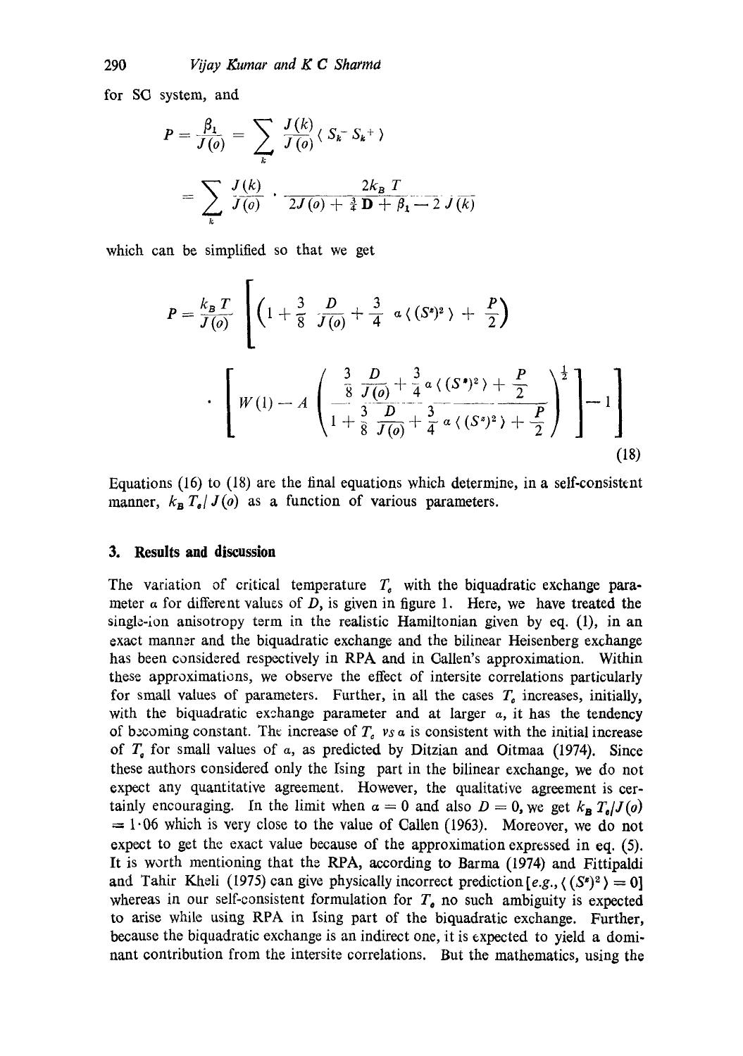for SC system, and

$$P = \frac{\beta_1}{J(o)} = \sum_k \frac{J(k)}{J(o)} \langle S_k^- S_k^+ \rangle$$

$$= \sum_k \frac{J(k)}{J(o)} \cdot \frac{2k_B T}{2J(o) + \frac{3}{4}\mathbf{D} + \beta_1 - 2J(k)}$$

which can be simplified so that we get

$$P = \frac{k_B T}{J(o)} \left[ \left( 1 + \frac{3}{8} \frac{D}{J(o)} + \frac{3}{4} \alpha \langle (S^z)^2 \rangle + \frac{P}{2} \right) \right.$$

$$\left. \cdot \left[ W(1) - A \left( \frac{\frac{3}{8} \frac{D}{J(o)} + \frac{3}{4} \alpha \langle (S^z)^2 \rangle + \frac{P}{2}}{1 + \frac{3}{8} \frac{D}{J(o)} + \frac{3}{4} \alpha \langle (S^z)^2 \rangle + \frac{P}{2}} \right)^{\frac{1}{2}} \right] - 1 \right] \tag{18}$$

Equations (16) to (18) are the final equations which determine, in a self-consistent manner, $k_B T_c / J(o)$ as a function of various parameters.

## 3. Results and discussion

The variation of critical temperature $T_c$ with the biquadratic exchange parameter $\alpha$ for different values of $D$, is given in figure 1. Here, we have treated the single-ion anisotropy term in the realistic Hamiltonian given by eq. (1), in an exact manner and the biquadratic exchange and the bilinear Heisenberg exchange has been considered respectively in RPA and in Callen's approximation. Within these approximations, we observe the effect of intersite correlations particularly for small values of parameters. Further, in all the cases $T_c$ increases, initially, with the biquadratic exchange parameter and at larger $\alpha$, it has the tendency of becoming constant. The increase of $T_c$ *vs* $\alpha$ is consistent with the initial increase of $T_c$ for small values of $\alpha$, as predicted by Ditzian and Oitmaa (1974). Since these authors considered only the Ising part in the bilinear exchange, we do not expect any quantitative agreement. However, the qualitative agreement is certainly encouraging. In the limit when $\alpha = 0$ and also $D = 0$, we get $k_B T_c / J(o) = 1 \cdot 06$ which is very close to the value of Callen (1963). Moreover, we do not expect to get the exact value because of the approximation expressed in eq. (5). It is worth mentioning that the RPA, according to Barma (1974) and Fittipaldi and Tahir Kheli (1975) can give physically incorrect prediction [*e.g.*, $\langle (S^z)^2 \rangle = 0$] whereas in our self-consistent formulation for $T_c$ no such ambiguity is expected to arise while using RPA in Ising part of the biquadratic exchange. Further, because the biquadratic exchange is an indirect one, it is expected to yield a dominant contribution from the intersite correlations. But the mathematics, using the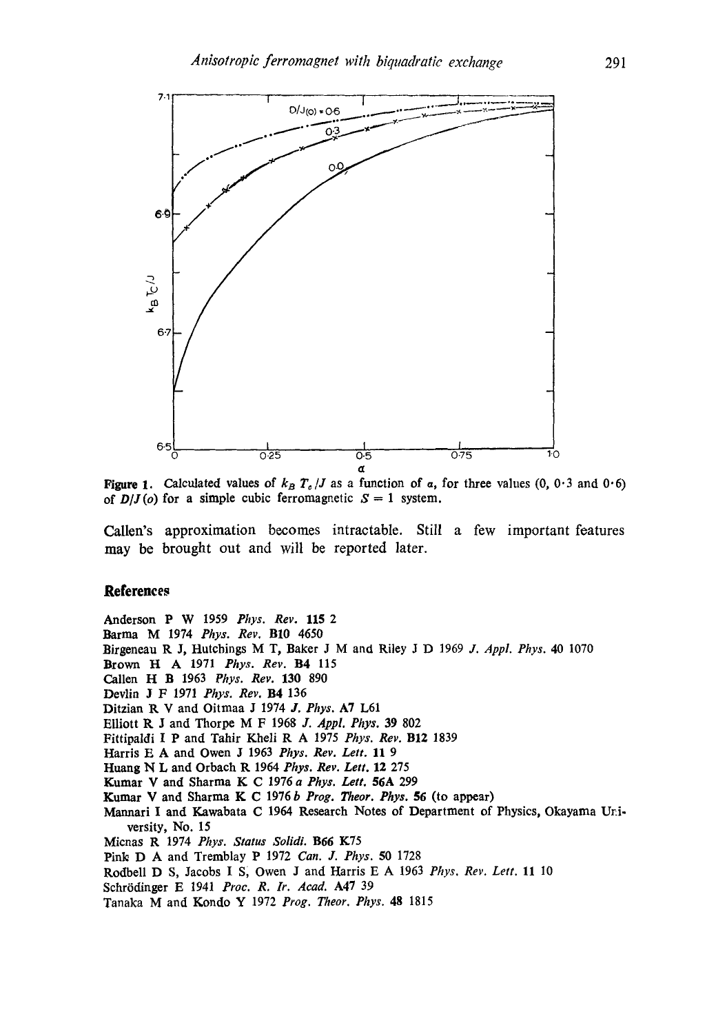7.1

6.9

6.7

6.5

$D/J(o) = 0.6$

0.3

0.0

$k_B T_c/J$

0

0.25

0.5

0.75

1.0

$\alpha$

**Figure 1.** Calculated values of $k_B T_c/J$ as a function of $\alpha$, for three values (0, 0·3 and 0·6) of $D/J(o)$ for a simple cubic ferromagnetic $S = 1$ system.

Callen's approximation becomes intractable. Still a few important features may be brought out and will be reported later.

## References

Anderson P W 1959 *Phys. Rev.* **115** 2

Barma M 1974 *Phys. Rev.* **B10** 4650

Birgeneau R J, Hutchings M T, Baker J M and Riley J D 1969 *J. Appl. Phys.* 40 1070

Brown H A 1971 *Phys. Rev.* **B4** 115

Callen H B 1963 *Phys. Rev.* **130** 890

Devlin J F 1971 *Phys. Rev.* **B4** 136

Ditzian R V and Oitmaa J 1974 *J. Phys.* **A7** L61

Elliott R J and Thorpe M F 1968 *J. Appl. Phys.* **39** 802

Fittipaldi I P and Tahir Kheli R A 1975 *Phys. Rev.* **B12** 1839

Harris E A and Owen J 1963 *Phys. Rev. Lett.* **11** 9

Huang N L and Orbach R 1964 *Phys. Rev. Lett.* **12** 275

Kumar V and Sharma K C 1976 *a Phys. Lett.* **56A** 299

Kumar V and Sharma K C 1976 *b Prog. Theor. Phys.* **56** (to appear)

Mannari I and Kawabata C 1964 Research Notes of Department of Physics, Okayama University, No. 15

Micnas R 1974 *Phys. Status Solidi.* **B66** K75

Pink D A and Tremblay P 1972 *Can. J. Phys.* **50** 1728

Rodbell D S, Jacobs I S, Owen J and Harris E A 1963 *Phys. Rev. Lett.* **11** 10

Schrödinger E 1941 *Proc. R. Ir. Acad.* **A47** 39

Tanaka M and Kondo Y 1972 *Prog. Theor. Phys.* **48** 1815